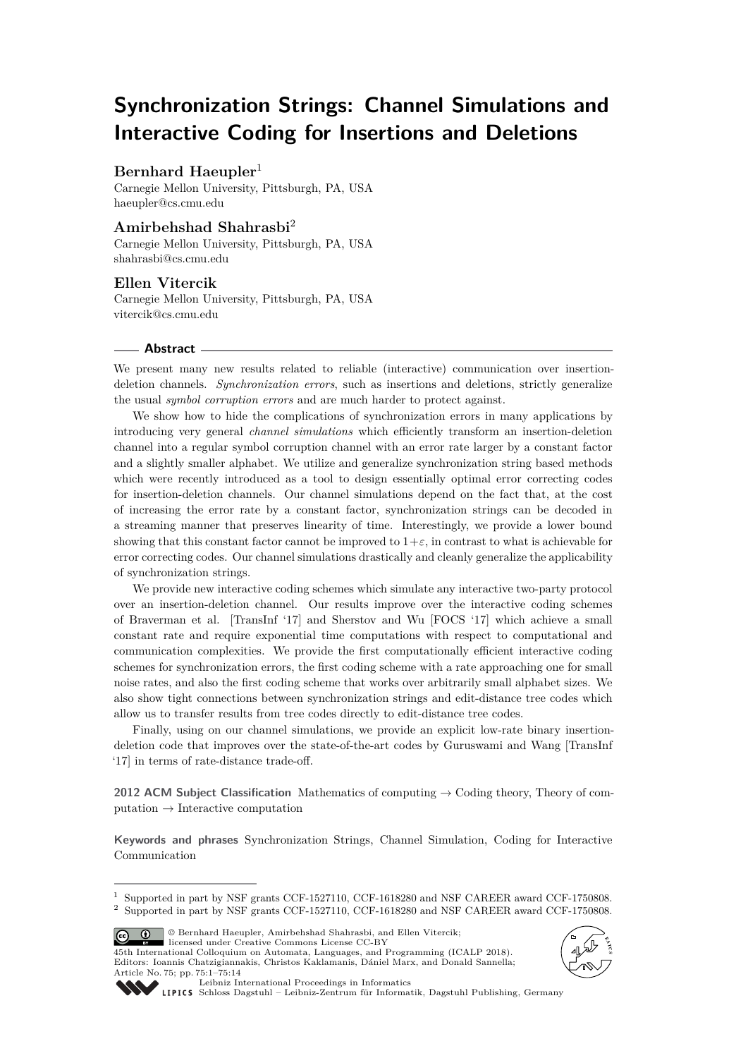# Synchronization Strings: Channel Simulations and Interactive Coding for Insertions and Deletions

**Bernhard Haeupler**[1]
Carnegie Mellon University, Pittsburgh, PA, USA
haeupler@cs.cmu.edu

**Amirbehshad Shahrasbi**[2]
Carnegie Mellon University, Pittsburgh, PA, USA
shahrasbi@cs.cmu.edu

**Ellen Vitercik**
Carnegie Mellon University, Pittsburgh, PA, USA
vitercik@cs.cmu.edu

## Abstract

We present many new results related to reliable (interactive) communication over insertion-deletion channels. *Synchronization errors*, such as insertions and deletions, strictly generalize the usual *symbol corruption errors* and are much harder to protect against.

We show how to hide the complications of synchronization errors in many applications by introducing very general *channel simulations* which efficiently transform an insertion-deletion channel into a regular symbol corruption channel with an error rate larger by a constant factor and a slightly smaller alphabet. We utilize and generalize synchronization string based methods which were recently introduced as a tool to design essentially optimal error correcting codes for insertion-deletion channels. Our channel simulations depend on the fact that, at the cost of increasing the error rate by a constant factor, synchronization strings can be decoded in a streaming manner that preserves linearity of time. Interestingly, we provide a lower bound showing that this constant factor cannot be improved to $1+\varepsilon$, in contrast to what is achievable for error correcting codes. Our channel simulations drastically and cleanly generalize the applicability of synchronization strings.

We provide new interactive coding schemes which simulate any interactive two-party protocol over an insertion-deletion channel. Our results improve over the interactive coding schemes of Braverman et al. [TransInf '17] and Sherstov and Wu [FOCS '17] which achieve a small constant rate and require exponential time computations with respect to computational and communication complexities. We provide the first computationally efficient interactive coding schemes for synchronization errors, the first coding scheme with a rate approaching one for small noise rates, and also the first coding scheme that works over arbitrarily small alphabet sizes. We also show tight connections between synchronization strings and edit-distance tree codes which allow us to transfer results from tree codes directly to edit-distance tree codes.

Finally, using on our channel simulations, we provide an explicit low-rate binary insertion-deletion code that improves over the state-of-the-art codes by Guruswami and Wang [TransInf '17] in terms of rate-distance trade-off.

**2012 ACM Subject Classification** Mathematics of computing → Coding theory, Theory of computation → Interactive computation

**Keywords and phrases** Synchronization Strings, Channel Simulation, Coding for Interactive Communication

---

[1] Supported in part by NSF grants CCF-1527110, CCF-1618280 and NSF CAREER award CCF-1750808.
[2] Supported in part by NSF grants CCF-1527110, CCF-1618280 and NSF CAREER award CCF-1750808.

© Bernhard Haeupler, Amirbehshad Shahrasbi, and Ellen Vitercik; licensed under Creative Commons License CC-BY
45th International Colloquium on Automata, Languages, and Programming (ICALP 2018).
Editors: Ioannis Chatzigiannakis, Christos Kaklamanis, Dániel Marx, and Donald Sannella; Article No. 75; pp. 75:1–75:14
Leibniz International Proceedings in Informatics
Schloss Dagstuhl – Leibniz-Zentrum für Informatik, Dagstuhl Publishing, Germany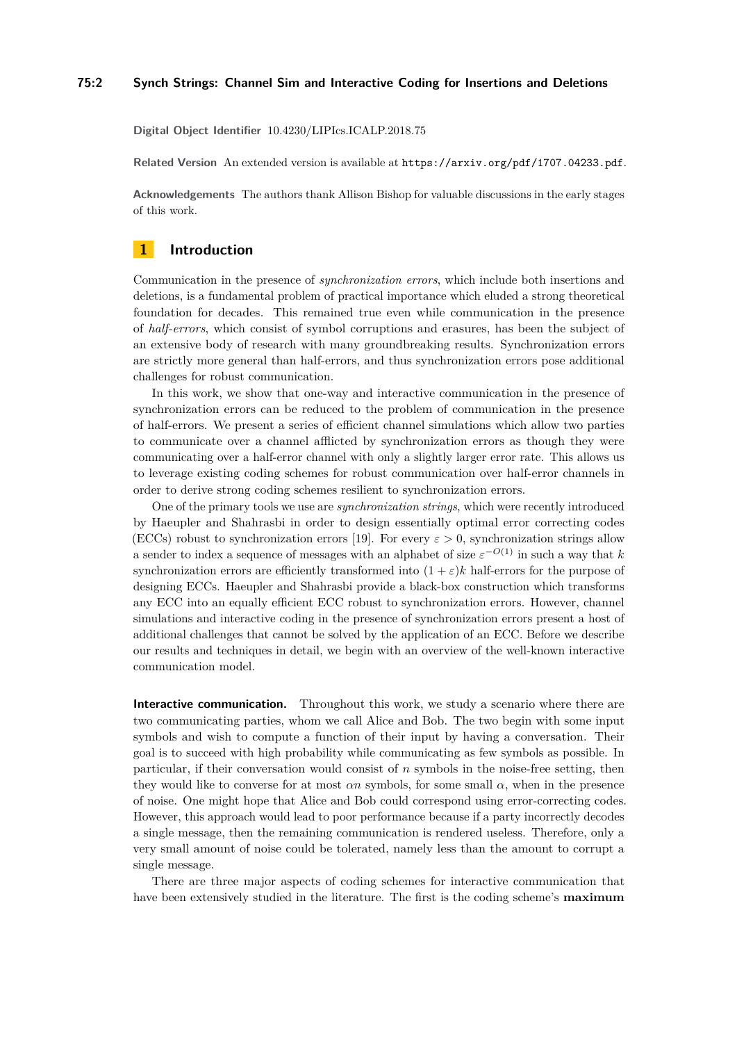**Digital Object Identifier** 10.4230/LIPIcs.ICALP.2018.75

**Related Version** An extended version is available at https://arxiv.org/pdf/1707.04233.pdf.

**Acknowledgements** The authors thank Allison Bishop for valuable discussions in the early stages of this work.

## 1 Introduction

Communication in the presence of *synchronization errors*, which include both insertions and deletions, is a fundamental problem of practical importance which eluded a strong theoretical foundation for decades. This remained true even while communication in the presence of *half-errors*, which consist of symbol corruptions and erasures, has been the subject of an extensive body of research with many groundbreaking results. Synchronization errors are strictly more general than half-errors, and thus synchronization errors pose additional challenges for robust communication.

In this work, we show that one-way and interactive communication in the presence of synchronization errors can be reduced to the problem of communication in the presence of half-errors. We present a series of efficient channel simulations which allow two parties to communicate over a channel afflicted by synchronization errors as though they were communicating over a half-error channel with only a slightly larger error rate. This allows us to leverage existing coding schemes for robust communication over half-error channels in order to derive strong coding schemes resilient to synchronization errors.

One of the primary tools we use are *synchronization strings*, which were recently introduced by Haeupler and Shahrasbi in order to design essentially optimal error correcting codes (ECCs) robust to synchronization errors [19]. For every $\varepsilon > 0$, synchronization strings allow a sender to index a sequence of messages with an alphabet of size $\varepsilon^{-O(1)}$ in such a way that $k$ synchronization errors are efficiently transformed into $(1+\varepsilon)k$ half-errors for the purpose of designing ECCs. Haeupler and Shahrasbi provide a black-box construction which transforms any ECC into an equally efficient ECC robust to synchronization errors. However, channel simulations and interactive coding in the presence of synchronization errors present a host of additional challenges that cannot be solved by the application of an ECC. Before we describe our results and techniques in detail, we begin with an overview of the well-known interactive communication model.

**Interactive communication.** Throughout this work, we study a scenario where there are two communicating parties, whom we call Alice and Bob. The two begin with some input symbols and wish to compute a function of their input by having a conversation. Their goal is to succeed with high probability while communicating as few symbols as possible. In particular, if their conversation would consist of $n$ symbols in the noise-free setting, then they would like to converse for at most $\alpha n$ symbols, for some small $\alpha$, when in the presence of noise. One might hope that Alice and Bob could correspond using error-correcting codes. However, this approach would lead to poor performance because if a party incorrectly decodes a single message, then the remaining communication is rendered useless. Therefore, only a very small amount of noise could be tolerated, namely less than the amount to corrupt a single message.

There are three major aspects of coding schemes for interactive communication that have been extensively studied in the literature. The first is the coding scheme's **maximum**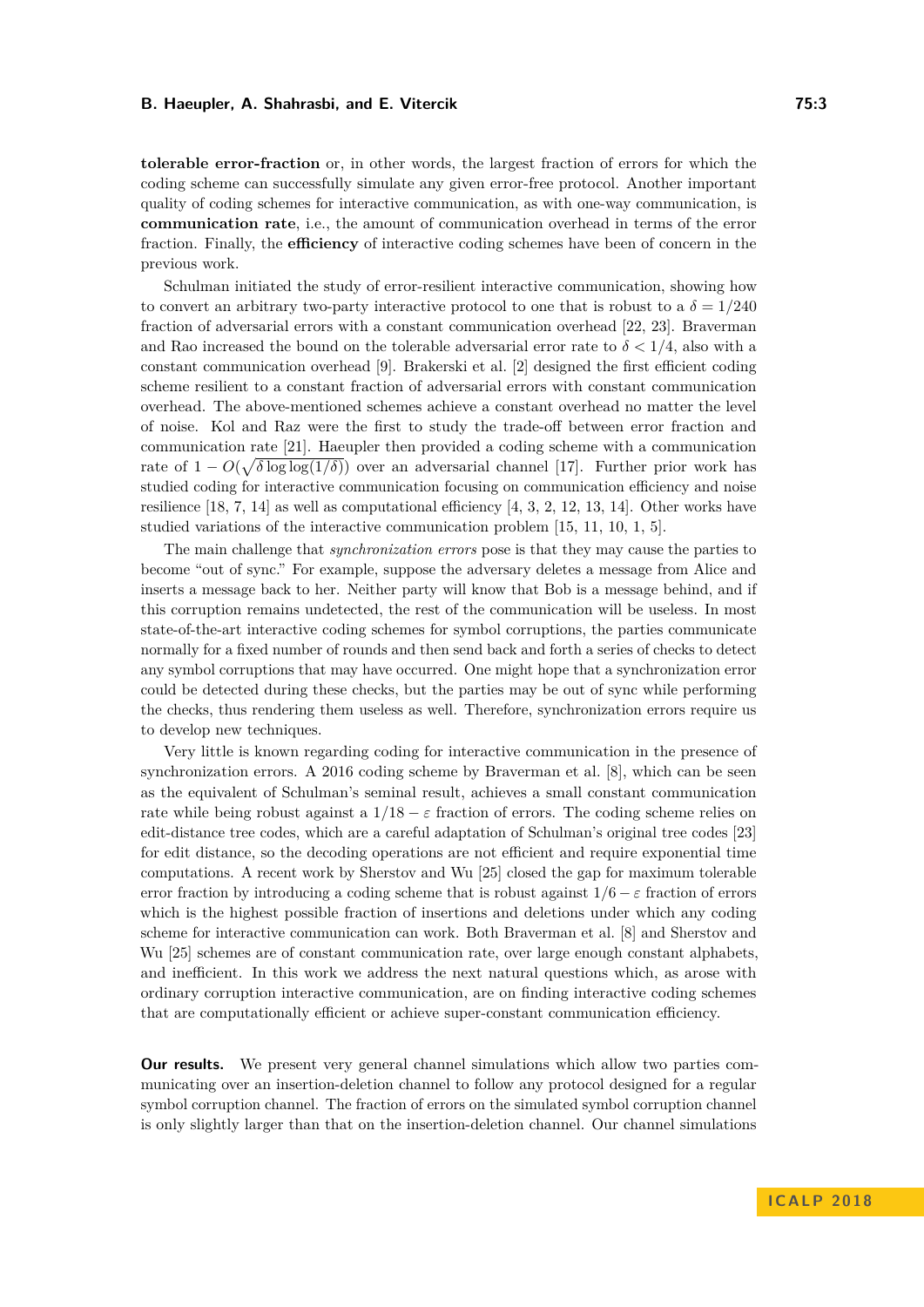**tolerable error-fraction** or, in other words, the largest fraction of errors for which the coding scheme can successfully simulate any given error-free protocol. Another important quality of coding schemes for interactive communication, as with one-way communication, is **communication rate**, i.e., the amount of communication overhead in terms of the error fraction. Finally, the **efficiency** of interactive coding schemes have been of concern in the previous work.

Schulman initiated the study of error-resilient interactive communication, showing how to convert an arbitrary two-party interactive protocol to one that is robust to a $\delta = 1/240$ fraction of adversarial errors with a constant communication overhead [22, 23]. Braverman and Rao increased the bound on the tolerable adversarial error rate to $\delta < 1/4$, also with a constant communication overhead [9]. Brakerski et al. [2] designed the first efficient coding scheme resilient to a constant fraction of adversarial errors with constant communication overhead. The above-mentioned schemes achieve a constant overhead no matter the level of noise. Kol and Raz were the first to study the trade-off between error fraction and communication rate [21]. Haeupler then provided a coding scheme with a communication rate of $1 - O(\sqrt{\delta \log\log(1/\delta)})$ over an adversarial channel [17]. Further prior work has studied coding for interactive communication focusing on communication efficiency and noise resilience [18, 7, 14] as well as computational efficiency [4, 3, 2, 12, 13, 14]. Other works have studied variations of the interactive communication problem [15, 11, 10, 1, 5].

The main challenge that *synchronization errors* pose is that they may cause the parties to become "out of sync." For example, suppose the adversary deletes a message from Alice and inserts a message back to her. Neither party will know that Bob is a message behind, and if this corruption remains undetected, the rest of the communication will be useless. In most state-of-the-art interactive coding schemes for symbol corruptions, the parties communicate normally for a fixed number of rounds and then send back and forth a series of checks to detect any symbol corruptions that may have occurred. One might hope that a synchronization error could be detected during these checks, but the parties may be out of sync while performing the checks, thus rendering them useless as well. Therefore, synchronization errors require us to develop new techniques.

Very little is known regarding coding for interactive communication in the presence of synchronization errors. A 2016 coding scheme by Braverman et al. [8], which can be seen as the equivalent of Schulman's seminal result, achieves a small constant communication rate while being robust against a $1/18 - \varepsilon$ fraction of errors. The coding scheme relies on edit-distance tree codes, which are a careful adaptation of Schulman's original tree codes [23] for edit distance, so the decoding operations are not efficient and require exponential time computations. A recent work by Sherstov and Wu [25] closed the gap for maximum tolerable error fraction by introducing a coding scheme that is robust against $1/6 - \varepsilon$ fraction of errors which is the highest possible fraction of insertions and deletions under which any coding scheme for interactive communication can work. Both Braverman et al. [8] and Sherstov and Wu [25] schemes are of constant communication rate, over large enough constant alphabets, and inefficient. In this work we address the next natural questions which, as arose with ordinary corruption interactive communication, are on finding interactive coding schemes that are computationally efficient or achieve super-constant communication efficiency.

**Our results.** We present very general channel simulations which allow two parties communicating over an insertion-deletion channel to follow any protocol designed for a regular symbol corruption channel. The fraction of errors on the simulated symbol corruption channel is only slightly larger than that on the insertion-deletion channel. Our channel simulations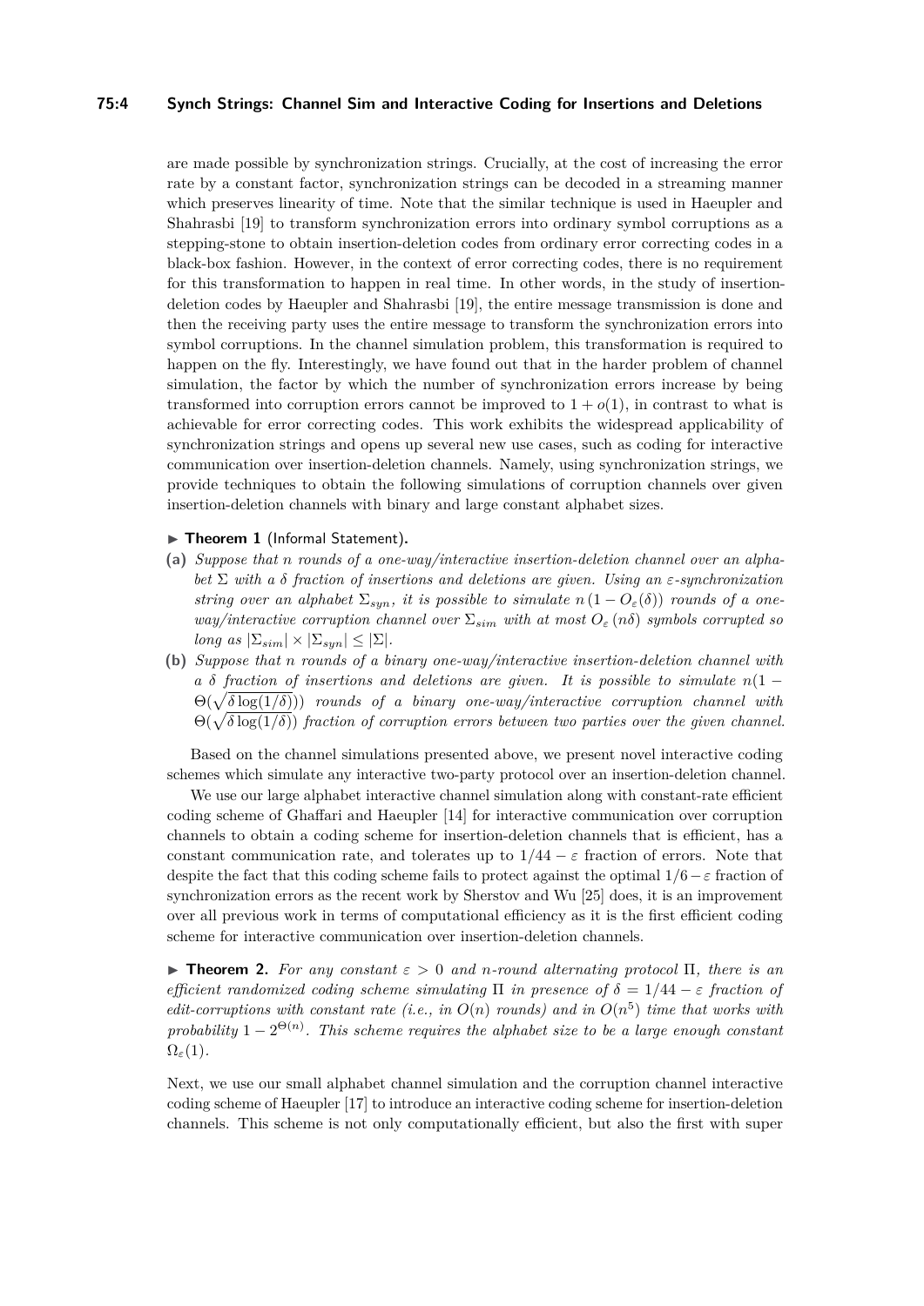are made possible by synchronization strings. Crucially, at the cost of increasing the error rate by a constant factor, synchronization strings can be decoded in a streaming manner which preserves linearity of time. Note that the similar technique is used in Haeupler and Shahrasbi [19] to transform synchronization errors into ordinary symbol corruptions as a stepping-stone to obtain insertion-deletion codes from ordinary error correcting codes in a black-box fashion. However, in the context of error correcting codes, there is no requirement for this transformation to happen in real time. In other words, in the study of insertion-deletion codes by Haeupler and Shahrasbi [19], the entire message transmission is done and then the receiving party uses the entire message to transform the synchronization errors into symbol corruptions. In the channel simulation problem, this transformation is required to happen on the fly. Interestingly, we have found out that in the harder problem of channel simulation, the factor by which the number of synchronization errors increase by being transformed into corruption errors cannot be improved to $1 + o(1)$, in contrast to what is achievable for error correcting codes. This work exhibits the widespread applicability of synchronization strings and opens up several new use cases, such as coding for interactive communication over insertion-deletion channels. Namely, using synchronization strings, we provide techniques to obtain the following simulations of corruption channels over given insertion-deletion channels with binary and large constant alphabet sizes.

▶ **Theorem 1** (Informal Statement).

**(a)** *Suppose that $n$ rounds of a one-way/interactive insertion-deletion channel over an alphabet $\Sigma$ with a $\delta$ fraction of insertions and deletions are given. Using an $\varepsilon$-synchronization string over an alphabet $\Sigma_{syn}$, it is possible to simulate $n\left(1 - O_{\varepsilon}(\delta)\right)$ rounds of a one-way/interactive corruption channel over $\Sigma_{sim}$ with at most $O_{\varepsilon}\left(n\delta\right)$ symbols corrupted so long as $|\Sigma_{sim}| \times |\Sigma_{syn}| \leq |\Sigma|$.*

**(b)** *Suppose that $n$ rounds of a binary one-way/interactive insertion-deletion channel with a $\delta$ fraction of insertions and deletions are given. It is possible to simulate $n(1 - \Theta(\sqrt{\delta \log(1/\delta)}))$ rounds of a binary one-way/interactive corruption channel with $\Theta(\sqrt{\delta \log(1/\delta)})$ fraction of corruption errors between two parties over the given channel.*

Based on the channel simulations presented above, we present novel interactive coding schemes which simulate any interactive two-party protocol over an insertion-deletion channel.

We use our large alphabet interactive channel simulation along with constant-rate efficient coding scheme of Ghaffari and Haeupler [14] for interactive communication over corruption channels to obtain a coding scheme for insertion-deletion channels that is efficient, has a constant communication rate, and tolerates up to $1/44 - \varepsilon$ fraction of errors. Note that despite the fact that this coding scheme fails to protect against the optimal $1/6 - \varepsilon$ fraction of synchronization errors as the recent work by Sherstov and Wu [25] does, it is an improvement over all previous work in terms of computational efficiency as it is the first efficient coding scheme for interactive communication over insertion-deletion channels.

▶ **Theorem 2.** *For any constant $\varepsilon > 0$ and $n$-round alternating protocol $\Pi$, there is an efficient randomized coding scheme simulating $\Pi$ in presence of $\delta = 1/44 - \varepsilon$ fraction of edit-corruptions with constant rate (i.e., in $O(n)$ rounds) and in $O(n^5)$ time that works with probability $1 - 2^{\Theta(n)}$. This scheme requires the alphabet size to be a large enough constant $\Omega_{\varepsilon}(1)$.*

Next, we use our small alphabet channel simulation and the corruption channel interactive coding scheme of Haeupler [17] to introduce an interactive coding scheme for insertion-deletion channels. This scheme is not only computationally efficient, but also the first with super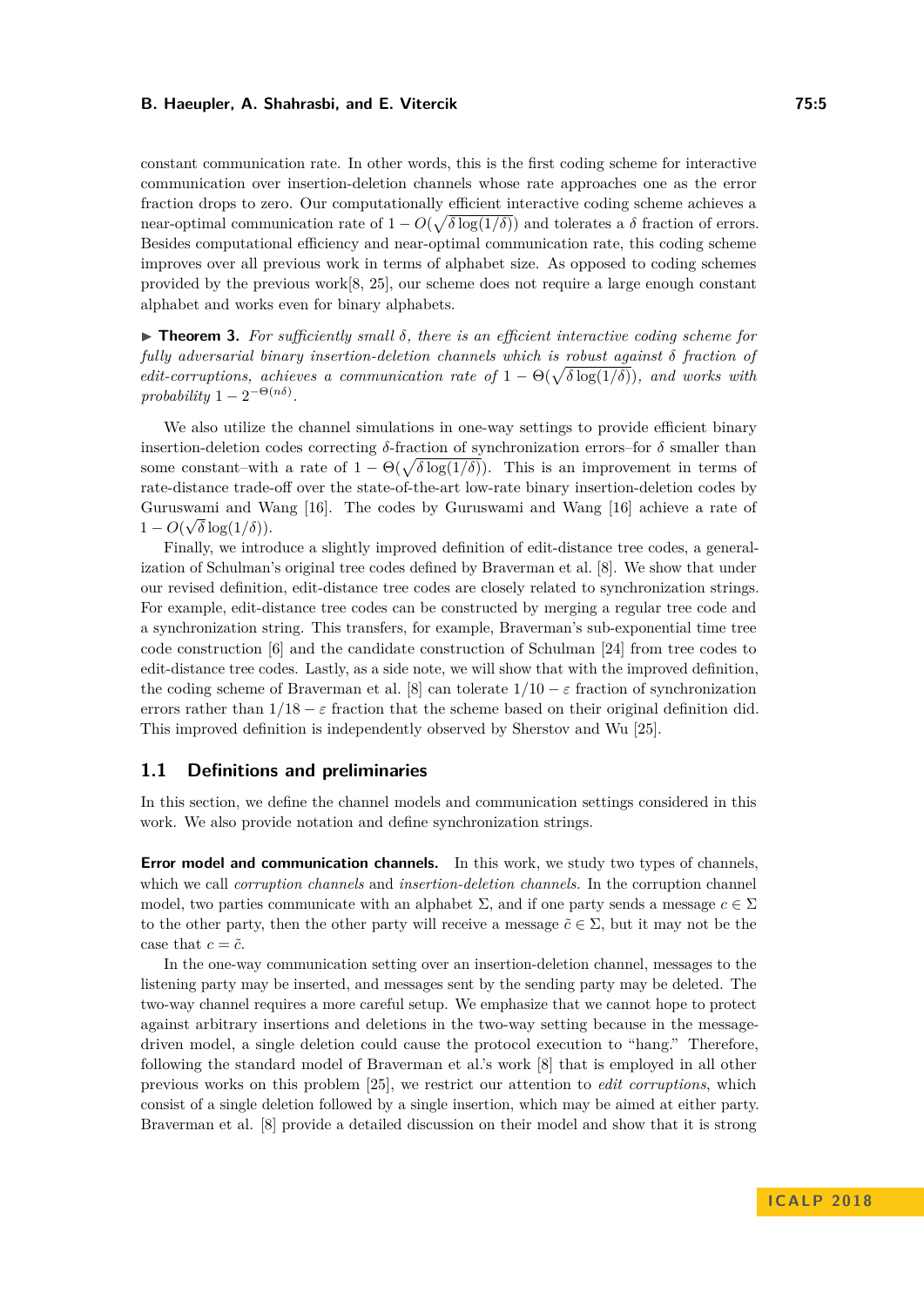constant communication rate. In other words, this is the first coding scheme for interactive communication over insertion-deletion channels whose rate approaches one as the error fraction drops to zero. Our computationally efficient interactive coding scheme achieves a near-optimal communication rate of $1 - O(\sqrt{\delta \log(1/\delta)})$ and tolerates a $\delta$ fraction of errors. Besides computational efficiency and near-optimal communication rate, this coding scheme improves over all previous work in terms of alphabet size. As opposed to coding schemes provided by the previous work[8, 25], our scheme does not require a large enough constant alphabet and works even for binary alphabets.

▶ **Theorem 3.** *For sufficiently small $\delta$, there is an efficient interactive coding scheme for fully adversarial binary insertion-deletion channels which is robust against $\delta$ fraction of edit-corruptions, achieves a communication rate of $1 - \Theta(\sqrt{\delta \log(1/\delta)})$, and works with probability $1 - 2^{-\Theta(n\delta)}$.*

We also utilize the channel simulations in one-way settings to provide efficient binary insertion-deletion codes correcting $\delta$-fraction of synchronization errors–for $\delta$ smaller than some constant–with a rate of $1 - \Theta(\sqrt{\delta \log(1/\delta)})$. This is an improvement in terms of rate-distance trade-off over the state-of-the-art low-rate binary insertion-deletion codes by Guruswami and Wang [16]. The codes by Guruswami and Wang [16] achieve a rate of $1 - O(\sqrt{\delta} \log(1/\delta))$.

Finally, we introduce a slightly improved definition of edit-distance tree codes, a generalization of Schulman's original tree codes defined by Braverman et al. [8]. We show that under our revised definition, edit-distance tree codes are closely related to synchronization strings. For example, edit-distance tree codes can be constructed by merging a regular tree code and a synchronization string. This transfers, for example, Braverman's sub-exponential time tree code construction [6] and the candidate construction of Schulman [24] from tree codes to edit-distance tree codes. Lastly, as a side note, we will show that with the improved definition, the coding scheme of Braverman et al. [8] can tolerate $1/10 - \varepsilon$ fraction of synchronization errors rather than $1/18 - \varepsilon$ fraction that the scheme based on their original definition did. This improved definition is independently observed by Sherstov and Wu [25].

## 1.1 Definitions and preliminaries

In this section, we define the channel models and communication settings considered in this work. We also provide notation and define synchronization strings.

**Error model and communication channels.** In this work, we study two types of channels, which we call *corruption channels* and *insertion-deletion channels*. In the corruption channel model, two parties communicate with an alphabet $\Sigma$, and if one party sends a message $c \in \Sigma$ to the other party, then the other party will receive a message $\tilde{c} \in \Sigma$, but it may not be the case that $c = \tilde{c}$.

In the one-way communication setting over an insertion-deletion channel, messages to the listening party may be inserted, and messages sent by the sending party may be deleted. The two-way channel requires a more careful setup. We emphasize that we cannot hope to protect against arbitrary insertions and deletions in the two-way setting because in the message-driven model, a single deletion could cause the protocol execution to "hang." Therefore, following the standard model of Braverman et al.'s work [8] that is employed in all other previous works on this problem [25], we restrict our attention to *edit corruptions*, which consist of a single deletion followed by a single insertion, which may be aimed at either party. Braverman et al. [8] provide a detailed discussion on their model and show that it is strong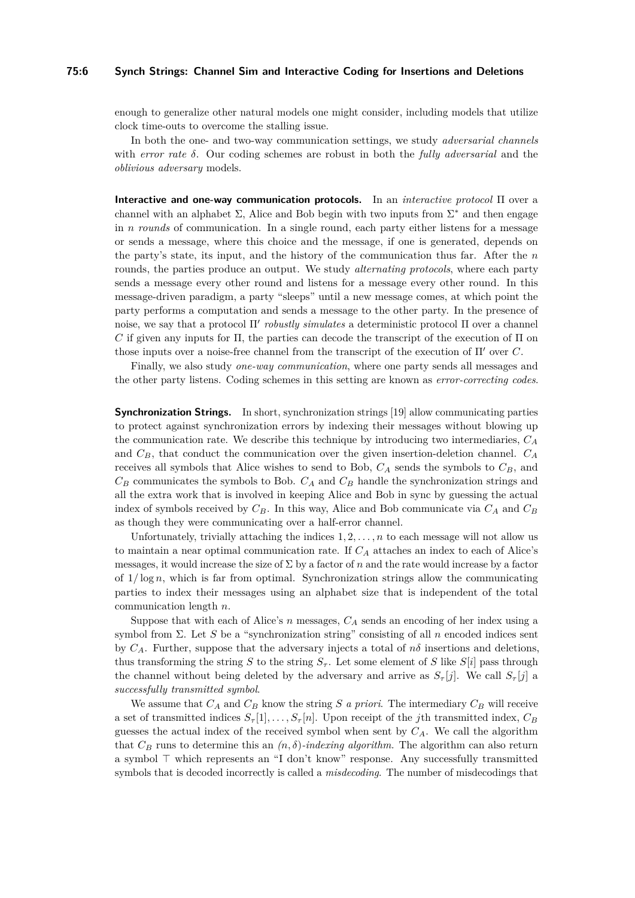enough to generalize other natural models one might consider, including models that utilize clock time-outs to overcome the stalling issue.

In both the one- and two-way communication settings, we study *adversarial channels* with *error rate* $\delta$. Our coding schemes are robust in both the *fully adversarial* and the *oblivious adversary* models.

**Interactive and one-way communication protocols.** In an *interactive protocol* $\Pi$ over a channel with an alphabet $\Sigma$, Alice and Bob begin with two inputs from $\Sigma^*$ and then engage in $n$ *rounds* of communication. In a single round, each party either listens for a message or sends a message, where this choice and the message, if one is generated, depends on the party's state, its input, and the history of the communication thus far. After the $n$ rounds, the parties produce an output. We study *alternating protocols*, where each party sends a message every other round and listens for a message every other round. In this message-driven paradigm, a party "sleeps" until a new message comes, at which point the party performs a computation and sends a message to the other party. In the presence of noise, we say that a protocol $\Pi'$ *robustly simulates* a deterministic protocol $\Pi$ over a channel $C$ if given any inputs for $\Pi$, the parties can decode the transcript of the execution of $\Pi$ on those inputs over a noise-free channel from the transcript of the execution of $\Pi'$ over $C$.

Finally, we also study *one-way communication*, where one party sends all messages and the other party listens. Coding schemes in this setting are known as *error-correcting codes*.

**Synchronization Strings.** In short, synchronization strings [19] allow communicating parties to protect against synchronization errors by indexing their messages without blowing up the communication rate. We describe this technique by introducing two intermediaries, $C_A$ and $C_B$, that conduct the communication over the given insertion-deletion channel. $C_A$ receives all symbols that Alice wishes to send to Bob, $C_A$ sends the symbols to $C_B$, and $C_B$ communicates the symbols to Bob. $C_A$ and $C_B$ handle the synchronization strings and all the extra work that is involved in keeping Alice and Bob in sync by guessing the actual index of symbols received by $C_B$. In this way, Alice and Bob communicate via $C_A$ and $C_B$ as though they were communicating over a half-error channel.

Unfortunately, trivially attaching the indices $1, 2, \ldots, n$ to each message will not allow us to maintain a near optimal communication rate. If $C_A$ attaches an index to each of Alice's messages, it would increase the size of $\Sigma$ by a factor of $n$ and the rate would increase by a factor of $1/\log n$, which is far from optimal. Synchronization strings allow the communicating parties to index their messages using an alphabet size that is independent of the total communication length $n$.

Suppose that with each of Alice's $n$ messages, $C_A$ sends an encoding of her index using a symbol from $\Sigma$. Let $S$ be a "synchronization string" consisting of all $n$ encoded indices sent by $C_A$. Further, suppose that the adversary injects a total of $n\delta$ insertions and deletions, thus transforming the string $S$ to the string $S_\tau$. Let some element of $S$ like $S[i]$ pass through the channel without being deleted by the adversary and arrive as $S_\tau[j]$. We call $S_\tau[j]$ a *successfully transmitted symbol*.

We assume that $C_A$ and $C_B$ know the string $S$ *a priori*. The intermediary $C_B$ will receive a set of transmitted indices $S_\tau[1], \ldots, S_\tau[n]$. Upon receipt of the $j$th transmitted index, $C_B$ guesses the actual index of the received symbol when sent by $C_A$. We call the algorithm that $C_B$ runs to determine this an *$(n, \delta)$-indexing algorithm*. The algorithm can also return a symbol $\top$ which represents an "I don't know" response. Any successfully transmitted symbols that is decoded incorrectly is called a *misdecoding*. The number of misdecodings that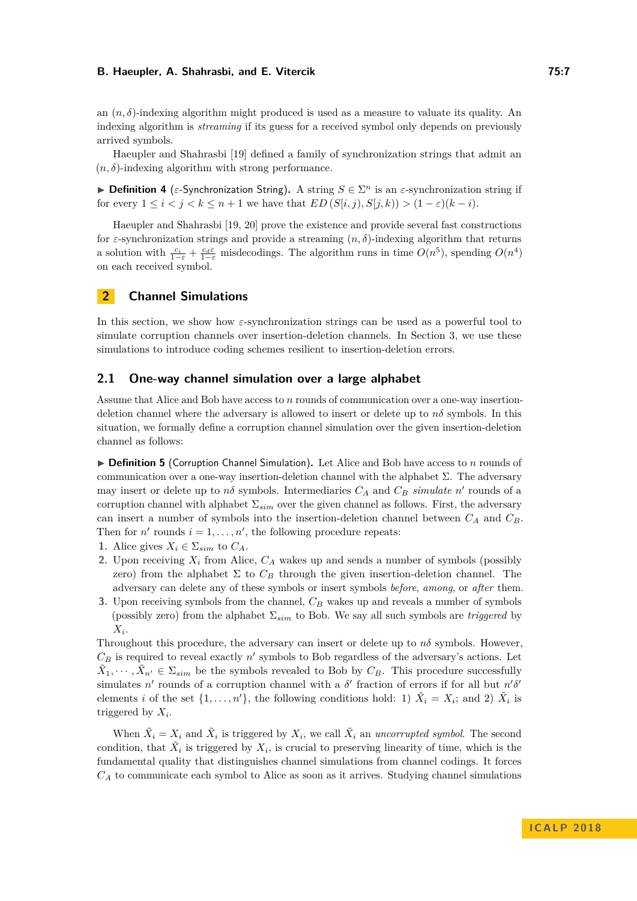an $(n, \delta)$-indexing algorithm might produced is used as a measure to valuate its quality. An indexing algorithm is *streaming* if its guess for a received symbol only depends on previously arrived symbols.

Haeupler and Shahrasbi [19] defined a family of synchronization strings that admit an $(n, \delta)$-indexing algorithm with strong performance.

▶ **Definition 4** ($\varepsilon$-Synchronization String)**.** A string $S \in \Sigma^n$ is an $\varepsilon$-synchronization string if for every $1 \leq i < j < k \leq n+1$ we have that $ED\left(S[i,j), S[j,k)\right) > (1-\varepsilon)(k-i)$.

Haeupler and Shahrasbi [19, 20] prove the existence and provide several fast constructions for $\varepsilon$-synchronization strings and provide a streaming $(n, \delta)$-indexing algorithm that returns a solution with $\frac{c_i}{1-\varepsilon} + \frac{c_d \varepsilon}{1-\varepsilon}$ misdecodings. The algorithm runs in time $O(n^5)$, spending $O(n^4)$ on each received symbol.

## 2 Channel Simulations

In this section, we show how $\varepsilon$-synchronization strings can be used as a powerful tool to simulate corruption channels over insertion-deletion channels. In Section 3, we use these simulations to introduce coding schemes resilient to insertion-deletion errors.

### 2.1 One-way channel simulation over a large alphabet

Assume that Alice and Bob have access to $n$ rounds of communication over a one-way insertion-deletion channel where the adversary is allowed to insert or delete up to $n\delta$ symbols. In this situation, we formally define a corruption channel simulation over the given insertion-deletion channel as follows:

▶ **Definition 5** (Corruption Channel Simulation)**.** Let Alice and Bob have access to $n$ rounds of communication over a one-way insertion-deletion channel with the alphabet $\Sigma$. The adversary may insert or delete up to $n\delta$ symbols. Intermediaries $C_A$ and $C_B$ *simulate* $n'$ rounds of a corruption channel with alphabet $\Sigma_{sim}$ over the given channel as follows. First, the adversary can insert a number of symbols into the insertion-deletion channel between $C_A$ and $C_B$. Then for $n'$ rounds $i = 1, \ldots, n'$, the following procedure repeats:

1. Alice gives $X_i \in \Sigma_{sim}$ to $C_A$.
2. Upon receiving $X_i$ from Alice, $C_A$ wakes up and sends a number of symbols (possibly zero) from the alphabet $\Sigma$ to $C_B$ through the given insertion-deletion channel. The adversary can delete any of these symbols or insert symbols *before*, *among*, or *after* them.
3. Upon receiving symbols from the channel, $C_B$ wakes up and reveals a number of symbols (possibly zero) from the alphabet $\Sigma_{sim}$ to Bob. We say all such symbols are *triggered* by $X_i$.

Throughout this procedure, the adversary can insert or delete up to $n\delta$ symbols. However, $C_B$ is required to reveal exactly $n'$ symbols to Bob regardless of the adversary's actions. Let $\tilde{X}_1, \cdots, \tilde{X}_{n'} \in \Sigma_{sim}$ be the symbols revealed to Bob by $C_B$. This procedure successfully simulates $n'$ rounds of a corruption channel with a $\delta'$ fraction of errors if for all but $n'\delta'$ elements $i$ of the set $\{1, \ldots, n'\}$, the following conditions hold: 1) $\tilde{X}_i = X_i$; and 2) $\tilde{X}_i$ is triggered by $X_i$.

When $\tilde{X}_i = X_i$ and $\tilde{X}_i$ is triggered by $X_i$, we call $\tilde{X}_i$ an *uncorrupted symbol*. The second condition, that $\tilde{X}_i$ is triggered by $X_i$, is crucial to preserving linearity of time, which is the fundamental quality that distinguishes channel simulations from channel codings. It forces $C_A$ to communicate each symbol to Alice as soon as it arrives. Studying channel simulations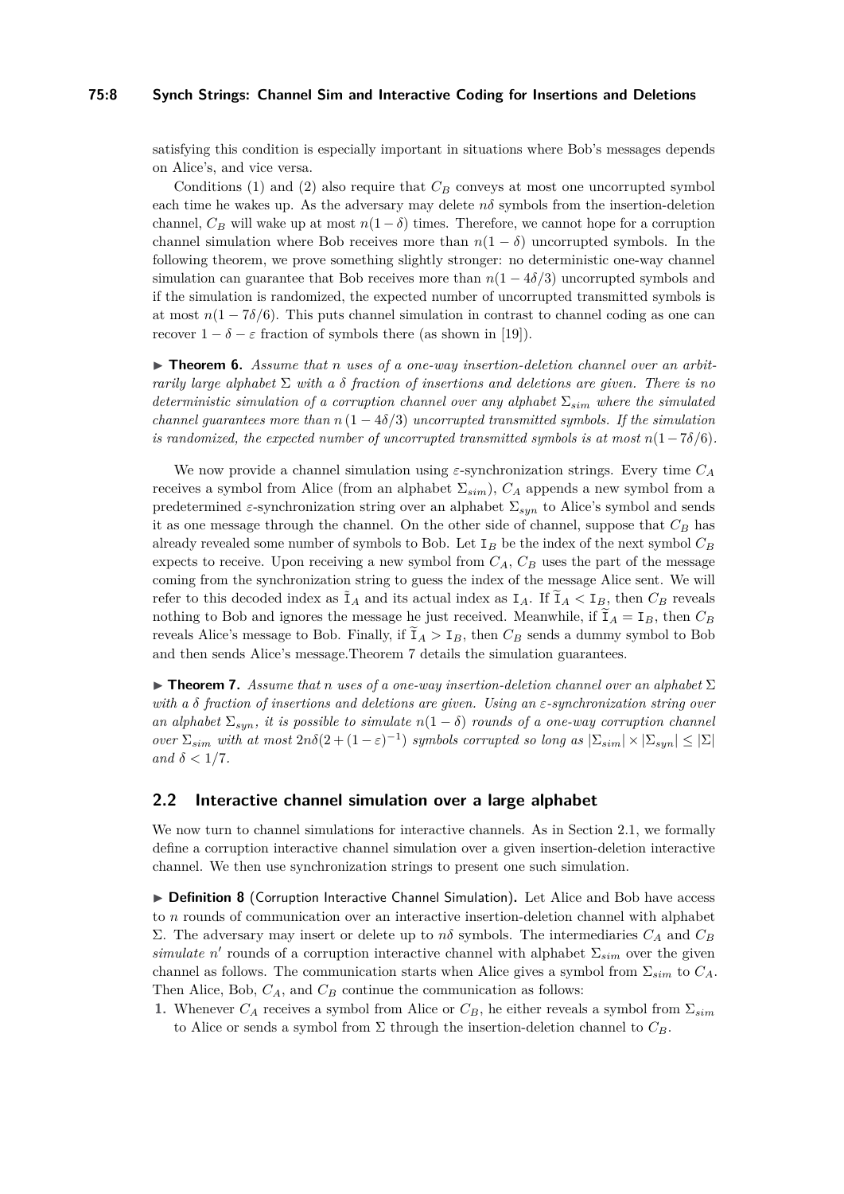satisfying this condition is especially important in situations where Bob's messages depends on Alice's, and vice versa.

Conditions (1) and (2) also require that $C_B$ conveys at most one uncorrupted symbol each time he wakes up. As the adversary may delete $n\delta$ symbols from the insertion-deletion channel, $C_B$ will wake up at most $n(1-\delta)$ times. Therefore, we cannot hope for a corruption channel simulation where Bob receives more than $n(1-\delta)$ uncorrupted symbols. In the following theorem, we prove something slightly stronger: no deterministic one-way channel simulation can guarantee that Bob receives more than $n(1-4\delta/3)$ uncorrupted symbols and if the simulation is randomized, the expected number of uncorrupted transmitted symbols is at most $n(1-7\delta/6)$. This puts channel simulation in contrast to channel coding as one can recover $1-\delta-\varepsilon$ fraction of symbols there (as shown in [19]).

▶ **Theorem 6.** *Assume that $n$ uses of a one-way insertion-deletion channel over an arbitrarily large alphabet $\Sigma$ with a $\delta$ fraction of insertions and deletions are given. There is no deterministic simulation of a corruption channel over any alphabet $\Sigma_{sim}$ where the simulated channel guarantees more than $n\left(1-4\delta/3\right)$ uncorrupted transmitted symbols. If the simulation is randomized, the expected number of uncorrupted transmitted symbols is at most $n(1-7\delta/6)$.*

We now provide a channel simulation using $\varepsilon$-synchronization strings. Every time $C_A$ receives a symbol from Alice (from an alphabet $\Sigma_{sim}$), $C_A$ appends a new symbol from a predetermined $\varepsilon$-synchronization string over an alphabet $\Sigma_{syn}$ to Alice's symbol and sends it as one message through the channel. On the other side of channel, suppose that $C_B$ has already revealed some number of symbols to Bob. Let $\mathtt{I}_B$ be the index of the next symbol $C_B$ expects to receive. Upon receiving a new symbol from $C_A$, $C_B$ uses the part of the message coming from the synchronization string to guess the index of the message Alice sent. We will refer to this decoded index as $\widetilde{\mathtt{I}}_A$ and its actual index as $\mathtt{I}_A$. If $\widetilde{\mathtt{I}}_A < \mathtt{I}_B$, then $C_B$ reveals nothing to Bob and ignores the message he just received. Meanwhile, if $\widetilde{\mathtt{I}}_A = \mathtt{I}_B$, then $C_B$ reveals Alice's message to Bob. Finally, if $\widetilde{\mathtt{I}}_A > \mathtt{I}_B$, then $C_B$ sends a dummy symbol to Bob and then sends Alice's message.Theorem 7 details the simulation guarantees.

▶ **Theorem 7.** *Assume that $n$ uses of a one-way insertion-deletion channel over an alphabet $\Sigma$ with a $\delta$ fraction of insertions and deletions are given. Using an $\varepsilon$-synchronization string over an alphabet $\Sigma_{syn}$, it is possible to simulate $n(1-\delta)$ rounds of a one-way corruption channel over $\Sigma_{sim}$ with at most $2n\delta(2+(1-\varepsilon)^{-1})$ symbols corrupted so long as $|\Sigma_{sim}| \times |\Sigma_{syn}| \leq |\Sigma|$ and $\delta < 1/7$.*

## 2.2 Interactive channel simulation over a large alphabet

We now turn to channel simulations for interactive channels. As in Section 2.1, we formally define a corruption interactive channel simulation over a given insertion-deletion interactive channel. We then use synchronization strings to present one such simulation.

▶ **Definition 8** (Corruption Interactive Channel Simulation)**.** Let Alice and Bob have access to $n$ rounds of communication over an interactive insertion-deletion channel with alphabet $\Sigma$. The adversary may insert or delete up to $n\delta$ symbols. The intermediaries $C_A$ and $C_B$ *simulate* $n'$ rounds of a corruption interactive channel with alphabet $\Sigma_{sim}$ over the given channel as follows. The communication starts when Alice gives a symbol from $\Sigma_{sim}$ to $C_A$. Then Alice, Bob, $C_A$, and $C_B$ continue the communication as follows:

1. Whenever $C_A$ receives a symbol from Alice or $C_B$, he either reveals a symbol from $\Sigma_{sim}$ to Alice or sends a symbol from $\Sigma$ through the insertion-deletion channel to $C_B$.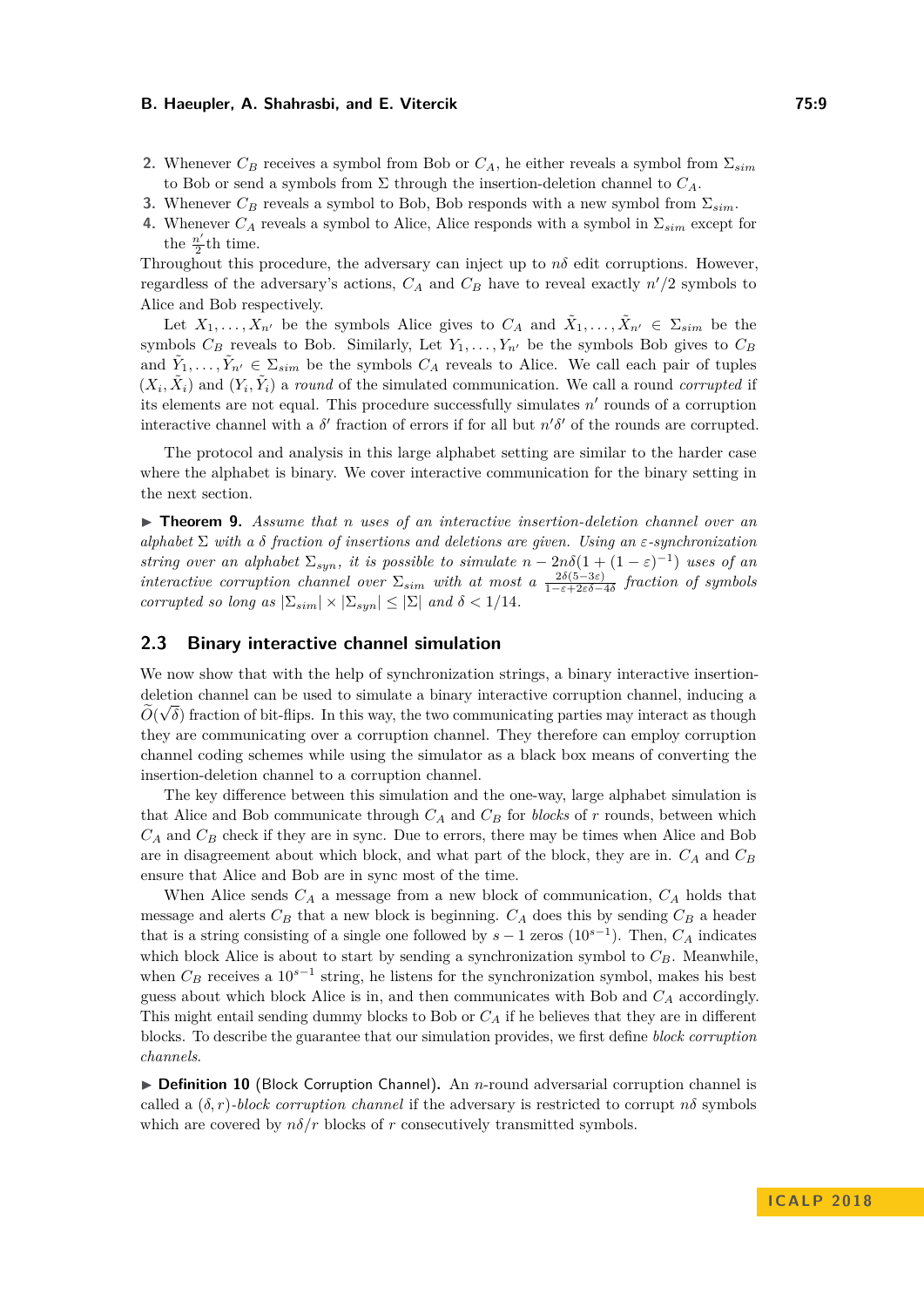2. Whenever $C_B$ receives a symbol from Bob or $C_A$, he either reveals a symbol from $\Sigma_{sim}$ to Bob or send a symbols from $\Sigma$ through the insertion-deletion channel to $C_A$.
3. Whenever $C_B$ reveals a symbol to Bob, Bob responds with a new symbol from $\Sigma_{sim}$.
4. Whenever $C_A$ reveals a symbol to Alice, Alice responds with a symbol in $\Sigma_{sim}$ except for the $\frac{n'}{2}$th time.

Throughout this procedure, the adversary can inject up to $n\delta$ edit corruptions. However, regardless of the adversary's actions, $C_A$ and $C_B$ have to reveal exactly $n'/2$ symbols to Alice and Bob respectively.

Let $X_1, \dots, X_{n'}$ be the symbols Alice gives to $C_A$ and $\tilde{X}_1, \dots, \tilde{X}_{n'} \in \Sigma_{sim}$ be the symbols $C_B$ reveals to Bob. Similarly, Let $Y_1, \dots, Y_{n'}$ be the symbols Bob gives to $C_B$ and $\tilde{Y}_1, \dots, \tilde{Y}_{n'} \in \Sigma_{sim}$ be the symbols $C_A$ reveals to Alice. We call each pair of tuples $(X_i, \tilde{X}_i)$ and $(Y_i, \tilde{Y}_i)$ a *round* of the simulated communication. We call a round *corrupted* if its elements are not equal. This procedure successfully simulates $n'$ rounds of a corruption interactive channel with a $\delta'$ fraction of errors if for all but $n'\delta'$ of the rounds are corrupted.

The protocol and analysis in this large alphabet setting are similar to the harder case where the alphabet is binary. We cover interactive communication for the binary setting in the next section.

▶ **Theorem 9.** *Assume that $n$ uses of an interactive insertion-deletion channel over an alphabet $\Sigma$ with a $\delta$ fraction of insertions and deletions are given. Using an $\varepsilon$-synchronization string over an alphabet $\Sigma_{syn}$, it is possible to simulate $n - 2n\delta(1 + (1-\varepsilon)^{-1})$ uses of an interactive corruption channel over $\Sigma_{sim}$ with at most a $\frac{2\delta(5-3\varepsilon)}{1-\varepsilon+2\varepsilon\delta-4\delta}$ fraction of symbols corrupted so long as $|\Sigma_{sim}| \times |\Sigma_{syn}| \leq |\Sigma|$ and $\delta < 1/14$.*

## 2.3 Binary interactive channel simulation

We now show that with the help of synchronization strings, a binary interactive insertion-deletion channel can be used to simulate a binary interactive corruption channel, inducing a $\widetilde{O}(\sqrt{\delta})$ fraction of bit-flips. In this way, the two communicating parties may interact as though they are communicating over a corruption channel. They therefore can employ corruption channel coding schemes while using the simulator as a black box means of converting the insertion-deletion channel to a corruption channel.

The key difference between this simulation and the one-way, large alphabet simulation is that Alice and Bob communicate through $C_A$ and $C_B$ for *blocks* of $r$ rounds, between which $C_A$ and $C_B$ check if they are in sync. Due to errors, there may be times when Alice and Bob are in disagreement about which block, and what part of the block, they are in. $C_A$ and $C_B$ ensure that Alice and Bob are in sync most of the time.

When Alice sends $C_A$ a message from a new block of communication, $C_A$ holds that message and alerts $C_B$ that a new block is beginning. $C_A$ does this by sending $C_B$ a header that is a string consisting of a single one followed by $s-1$ zeros ($10^{s-1}$). Then, $C_A$ indicates which block Alice is about to start by sending a synchronization symbol to $C_B$. Meanwhile, when $C_B$ receives a $10^{s-1}$ string, he listens for the synchronization symbol, makes his best guess about which block Alice is in, and then communicates with Bob and $C_A$ accordingly. This might entail sending dummy blocks to Bob or $C_A$ if he believes that they are in different blocks. To describe the guarantee that our simulation provides, we first define *block corruption channels*.

▶ **Definition 10** (Block Corruption Channel). An $n$-round adversarial corruption channel is called a $(\delta, r)$*-block corruption channel* if the adversary is restricted to corrupt $n\delta$ symbols which are covered by $n\delta/r$ blocks of $r$ consecutively transmitted symbols.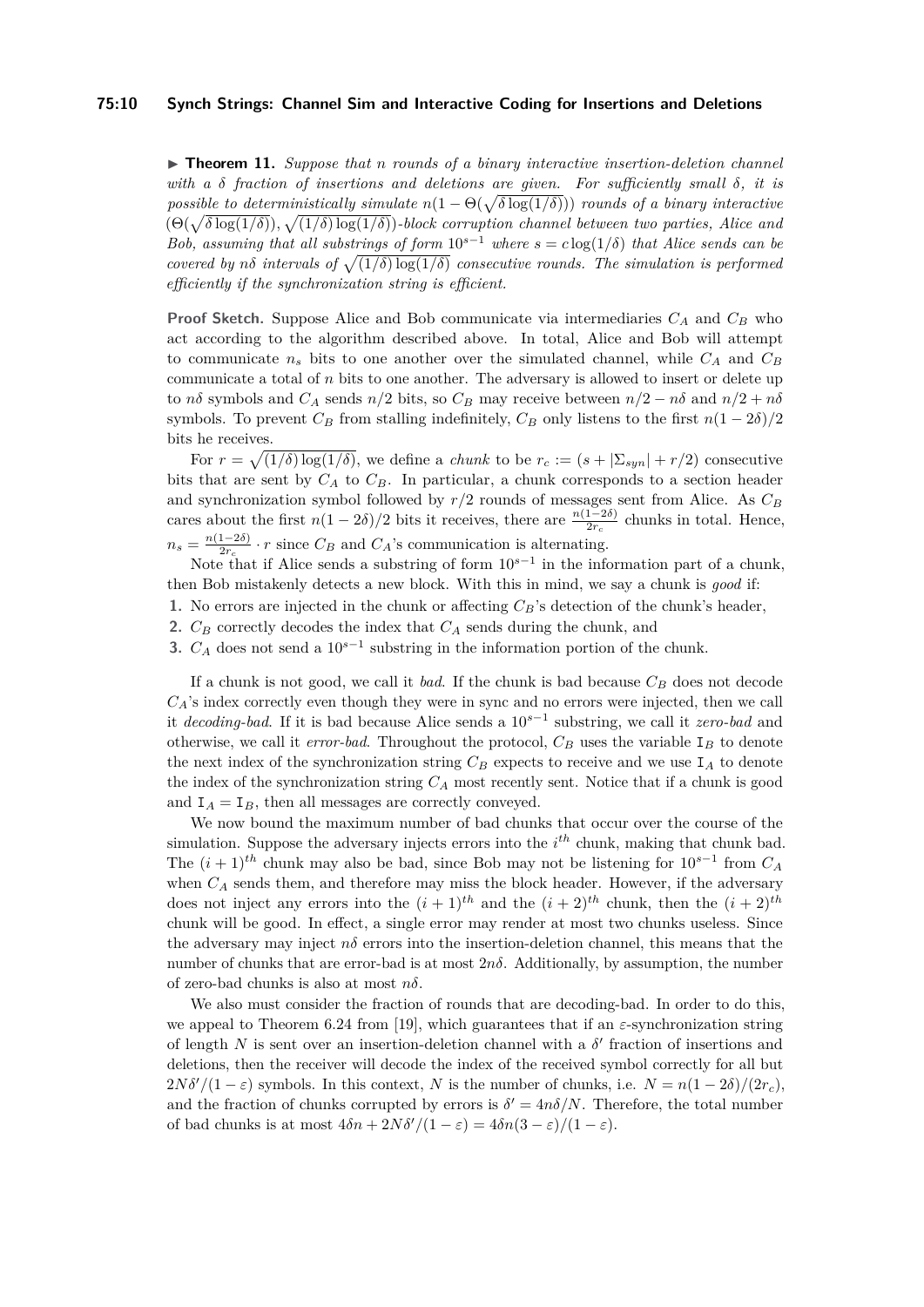▶ **Theorem 11.** *Suppose that $n$ rounds of a binary interactive insertion-deletion channel with a $\delta$ fraction of insertions and deletions are given. For sufficiently small $\delta$, it is possible to deterministically simulate $n(1-\Theta(\sqrt{\delta \log(1/\delta)}))$ rounds of a binary interactive $(\Theta(\sqrt{\delta \log(1/\delta)}), \sqrt{(1/\delta)\log(1/\delta)})$-block corruption channel between two parties, Alice and Bob, assuming that all substrings of form $10^{s-1}$ where $s = c\log(1/\delta)$ that Alice sends can be covered by $n\delta$ intervals of $\sqrt{(1/\delta)\log(1/\delta)}$ consecutive rounds. The simulation is performed efficiently if the synchronization string is efficient.*

**Proof Sketch.** Suppose Alice and Bob communicate via intermediaries $C_A$ and $C_B$ who act according to the algorithm described above. In total, Alice and Bob will attempt to communicate $n_s$ bits to one another over the simulated channel, while $C_A$ and $C_B$ communicate a total of $n$ bits to one another. The adversary is allowed to insert or delete up to $n\delta$ symbols and $C_A$ sends $n/2$ bits, so $C_B$ may receive between $n/2 - n\delta$ and $n/2 + n\delta$ symbols. To prevent $C_B$ from stalling indefinitely, $C_B$ only listens to the first $n(1-2\delta)/2$ bits he receives.

For $r = \sqrt{(1/\delta)\log(1/\delta)}$, we define a *chunk* to be $r_c := (s + |\Sigma_{syn}| + r/2)$ consecutive bits that are sent by $C_A$ to $C_B$. In particular, a chunk corresponds to a section header and synchronization symbol followed by $r/2$ rounds of messages sent from Alice. As $C_B$ cares about the first $n(1-2\delta)/2$ bits it receives, there are $\frac{n(1-2\delta)}{2r_c}$ chunks in total. Hence, $n_s = \frac{n(1-2\delta)}{2r_c} \cdot r$ since $C_B$ and $C_A$'s communication is alternating.

Note that if Alice sends a substring of form $10^{s-1}$ in the information part of a chunk, then Bob mistakenly detects a new block. With this in mind, we say a chunk is *good* if:

1. No errors are injected in the chunk or affecting $C_B$'s detection of the chunk's header,
2. $C_B$ correctly decodes the index that $C_A$ sends during the chunk, and
3. $C_A$ does not send a $10^{s-1}$ substring in the information portion of the chunk.

If a chunk is not good, we call it *bad*. If the chunk is bad because $C_B$ does not decode $C_A$'s index correctly even though they were in sync and no errors were injected, then we call it *decoding-bad*. If it is bad because Alice sends a $10^{s-1}$ substring, we call it *zero-bad* and otherwise, we call it *error-bad*. Throughout the protocol, $C_B$ uses the variable $\mathtt{I}_B$ to denote the next index of the synchronization string $C_B$ expects to receive and we use $\mathtt{I}_A$ to denote the index of the synchronization string $C_A$ most recently sent. Notice that if a chunk is good and $\mathtt{I}_A = \mathtt{I}_B$, then all messages are correctly conveyed.

We now bound the maximum number of bad chunks that occur over the course of the simulation. Suppose the adversary injects errors into the $i^{th}$ chunk, making that chunk bad. The $(i+1)^{th}$ chunk may also be bad, since Bob may not be listening for $10^{s-1}$ from $C_A$ when $C_A$ sends them, and therefore may miss the block header. However, if the adversary does not inject any errors into the $(i+1)^{th}$ and the $(i+2)^{th}$ chunk, then the $(i+2)^{th}$ chunk will be good. In effect, a single error may render at most two chunks useless. Since the adversary may inject $n\delta$ errors into the insertion-deletion channel, this means that the number of chunks that are error-bad is at most $2n\delta$. Additionally, by assumption, the number of zero-bad chunks is also at most $n\delta$.

We also must consider the fraction of rounds that are decoding-bad. In order to do this, we appeal to Theorem 6.24 from [19], which guarantees that if an $\varepsilon$-synchronization string of length $N$ is sent over an insertion-deletion channel with a $\delta'$ fraction of insertions and deletions, then the receiver will decode the index of the received symbol correctly for all but $2N\delta'/(1-\varepsilon)$ symbols. In this context, $N$ is the number of chunks, i.e. $N = n(1-2\delta)/(2r_c)$, and the fraction of chunks corrupted by errors is $\delta' = 4n\delta/N$. Therefore, the total number of bad chunks is at most $4\delta n + 2N\delta'/(1-\varepsilon) = 4\delta n(3-\varepsilon)/(1-\varepsilon)$.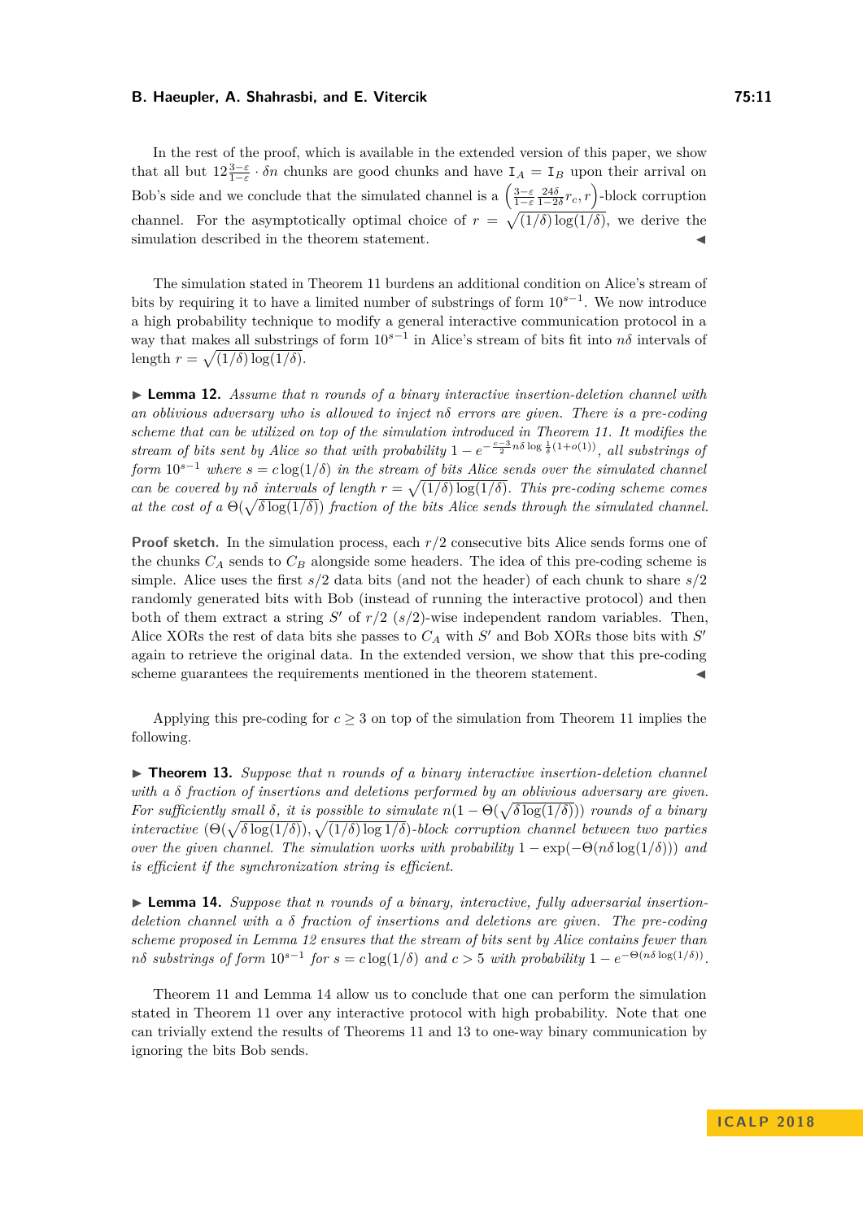In the rest of the proof, which is available in the extended version of this paper, we show that all but $12\frac{3-\varepsilon}{1-\varepsilon} \cdot \delta n$ chunks are good chunks and have $\mathtt{I}_A = \mathtt{I}_B$ upon their arrival on Bob's side and we conclude that the simulated channel is a $\left(\frac{3-\varepsilon}{1-\varepsilon}\frac{24\delta}{1-2\delta}r_c, r\right)$-block corruption channel. For the asymptotically optimal choice of $r = \sqrt{(1/\delta)\log(1/\delta)}$, we derive the simulation described in the theorem statement. ◀

The simulation stated in Theorem 11 burdens an additional condition on Alice's stream of bits by requiring it to have a limited number of substrings of form $10^{s-1}$. We now introduce a high probability technique to modify a general interactive communication protocol in a way that makes all substrings of form $10^{s-1}$ in Alice's stream of bits fit into $n\delta$ intervals of length $r = \sqrt{(1/\delta)\log(1/\delta)}$.

▶ **Lemma 12.** *Assume that $n$ rounds of a binary interactive insertion-deletion channel with an oblivious adversary who is allowed to inject $n\delta$ errors are given. There is a pre-coding scheme that can be utilized on top of the simulation introduced in Theorem 11. It modifies the stream of bits sent by Alice so that with probability $1 - e^{-\frac{c-3}{2}n\delta\log\frac{1}{\delta}(1+o(1))}$, all substrings of form $10^{s-1}$ where $s = c\log(1/\delta)$ in the stream of bits Alice sends over the simulated channel can be covered by $n\delta$ intervals of length $r = \sqrt{(1/\delta)\log(1/\delta)}$. This pre-coding scheme comes at the cost of a $\Theta(\sqrt{\delta\log(1/\delta)})$ fraction of the bits Alice sends through the simulated channel.*

**Proof sketch.** In the simulation process, each $r/2$ consecutive bits Alice sends forms one of the chunks $C_A$ sends to $C_B$ alongside some headers. The idea of this pre-coding scheme is simple. Alice uses the first $s/2$ data bits (and not the header) of each chunk to share $s/2$ randomly generated bits with Bob (instead of running the interactive protocol) and then both of them extract a string $S'$ of $r/2$ ($s/2$)-wise independent random variables. Then, Alice XORs the rest of data bits she passes to $C_A$ with $S'$ and Bob XORs those bits with $S'$ again to retrieve the original data. In the extended version, we show that this pre-coding scheme guarantees the requirements mentioned in the theorem statement. ◀

Applying this pre-coding for $c \geq 3$ on top of the simulation from Theorem 11 implies the following.

▶ **Theorem 13.** *Suppose that $n$ rounds of a binary interactive insertion-deletion channel with a $\delta$ fraction of insertions and deletions performed by an oblivious adversary are given. For sufficiently small $\delta$, it is possible to simulate $n(1-\Theta(\sqrt{\delta\log(1/\delta)}))$ rounds of a binary interactive $(\Theta(\sqrt{\delta\log(1/\delta)}), \sqrt{(1/\delta)\log 1/\delta})$-block corruption channel between two parties over the given channel. The simulation works with probability $1-\exp(-\Theta(n\delta\log(1/\delta)))$ and is efficient if the synchronization string is efficient.*

▶ **Lemma 14.** *Suppose that $n$ rounds of a binary, interactive, fully adversarial insertion-deletion channel with a $\delta$ fraction of insertions and deletions are given. The pre-coding scheme proposed in Lemma 12 ensures that the stream of bits sent by Alice contains fewer than $n\delta$ substrings of form $10^{s-1}$ for $s = c\log(1/\delta)$ and $c > 5$ with probability $1 - e^{-\Theta(n\delta\log(1/\delta))}$.*

Theorem 11 and Lemma 14 allow us to conclude that one can perform the simulation stated in Theorem 11 over any interactive protocol with high probability. Note that one can trivially extend the results of Theorems 11 and 13 to one-way binary communication by ignoring the bits Bob sends.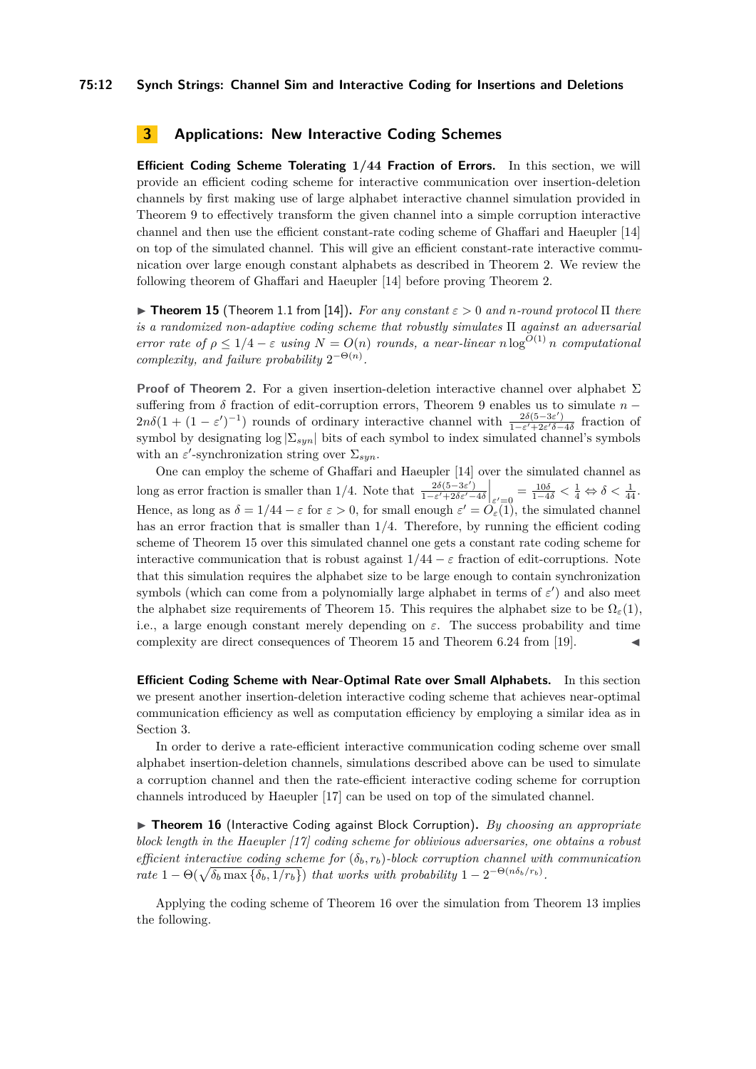## 3 Applications: New Interactive Coding Schemes

**Efficient Coding Scheme Tolerating $1/44$ Fraction of Errors.** In this section, we will provide an efficient coding scheme for interactive communication over insertion-deletion channels by first making use of large alphabet interactive channel simulation provided in Theorem 9 to effectively transform the given channel into a simple corruption interactive channel and then use the efficient constant-rate coding scheme of Ghaffari and Haeupler [14] on top of the simulated channel. This will give an efficient constant-rate interactive communication over large enough constant alphabets as described in Theorem 2. We review the following theorem of Ghaffari and Haeupler [14] before proving Theorem 2.

▶ **Theorem 15** (Theorem 1.1 from [14]). *For any constant $\varepsilon > 0$ and $n$-round protocol $\Pi$ there is a randomized non-adaptive coding scheme that robustly simulates $\Pi$ against an adversarial error rate of $\rho \leq 1/4 - \varepsilon$ using $N = O(n)$ rounds, a near-linear $n \log^{O(1)} n$ computational complexity, and failure probability $2^{-\Theta(n)}$.*

**Proof of Theorem 2.** For a given insertion-deletion interactive channel over alphabet $\Sigma$ suffering from $\delta$ fraction of edit-corruption errors, Theorem 9 enables us to simulate $n - 2n\delta(1 + (1 - \varepsilon')^{-1})$ rounds of ordinary interactive channel with $\frac{2\delta(5-3\varepsilon')}{1-\varepsilon'+2\varepsilon'\delta-4\delta}$ fraction of symbol by designating $\log |\Sigma_{syn}|$ bits of each symbol to index simulated channel's symbols with an $\varepsilon'$-synchronization string over $\Sigma_{syn}$.

One can employ the scheme of Ghaffari and Haeupler [14] over the simulated channel as long as error fraction is smaller than $1/4$. Note that $\left.\frac{2\delta(5-3\varepsilon')}{1-\varepsilon'+2\varepsilon'\delta-4\delta}\right|_{\varepsilon'=0} = \frac{10\delta}{1-4\delta} < \frac{1}{4} \Leftrightarrow \delta < \frac{1}{44}$. Hence, as long as $\delta = 1/44 - \varepsilon$ for $\varepsilon > 0$, for small enough $\varepsilon' = O_\varepsilon(1)$, the simulated channel has an error fraction that is smaller than $1/4$. Therefore, by running the efficient coding scheme of Theorem 15 over this simulated channel one gets a constant rate coding scheme for interactive communication that is robust against $1/44 - \varepsilon$ fraction of edit-corruptions. Note that this simulation requires the alphabet size to be large enough to contain synchronization symbols (which can come from a polynomially large alphabet in terms of $\varepsilon'$) and also meet the alphabet size requirements of Theorem 15. This requires the alphabet size to be $\Omega_\varepsilon(1)$, i.e., a large enough constant merely depending on $\varepsilon$. The success probability and time complexity are direct consequences of Theorem 15 and Theorem 6.24 from [19]. ◀

**Efficient Coding Scheme with Near-Optimal Rate over Small Alphabets.** In this section we present another insertion-deletion interactive coding scheme that achieves near-optimal communication efficiency as well as computation efficiency by employing a similar idea as in Section 3.

In order to derive a rate-efficient interactive communication coding scheme over small alphabet insertion-deletion channels, simulations described above can be used to simulate a corruption channel and then the rate-efficient interactive coding scheme for corruption channels introduced by Haeupler [17] can be used on top of the simulated channel.

▶ **Theorem 16** (Interactive Coding against Block Corruption). *By choosing an appropriate block length in the Haeupler [17] coding scheme for oblivious adversaries, one obtains a robust efficient interactive coding scheme for $(\delta_b, r_b)$-block corruption channel with communication rate $1 - \Theta(\sqrt{\delta_b \max\{\delta_b, 1/r_b\}})$ that works with probability $1 - 2^{-\Theta(n\delta_b/r_b)}$.*

Applying the coding scheme of Theorem 16 over the simulation from Theorem 13 implies the following.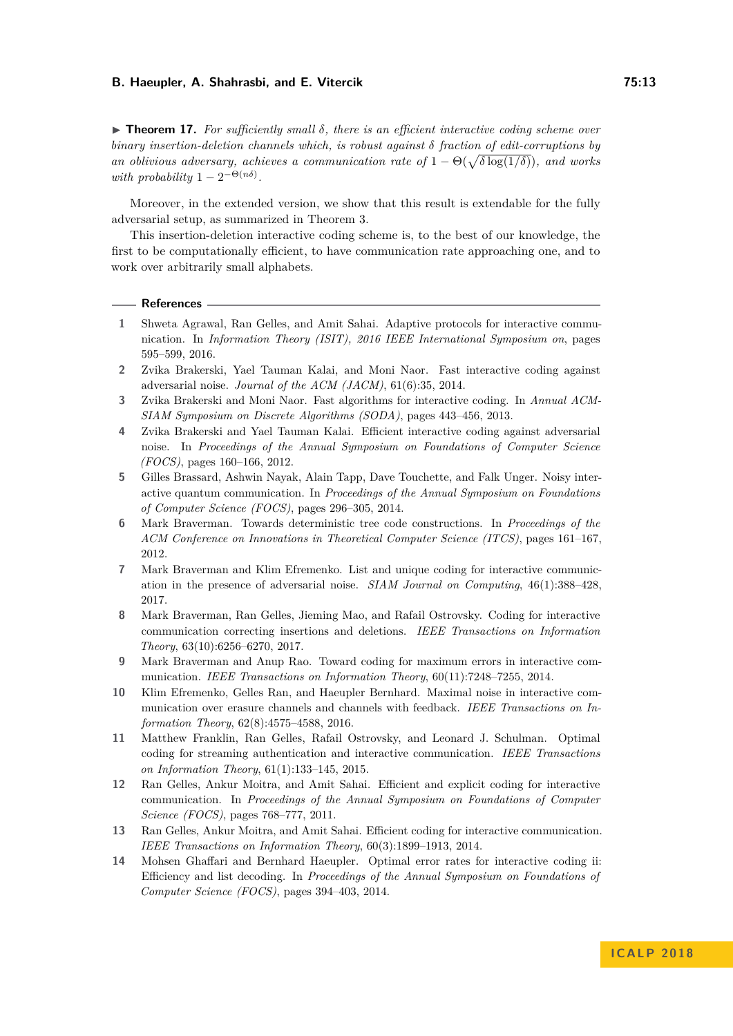▶ **Theorem 17.** *For sufficiently small $\delta$, there is an efficient interactive coding scheme over binary insertion-deletion channels which, is robust against $\delta$ fraction of edit-corruptions by an oblivious adversary, achieves a communication rate of $1 - \Theta(\sqrt{\delta \log(1/\delta)})$, and works with probability $1 - 2^{-\Theta(n\delta)}$.*

Moreover, in the extended version, we show that this result is extendable for the fully adversarial setup, as summarized in Theorem 3.

This insertion-deletion interactive coding scheme is, to the best of our knowledge, the first to be computationally efficient, to have communication rate approaching one, and to work over arbitrarily small alphabets.

## References

1. Shweta Agrawal, Ran Gelles, and Amit Sahai. Adaptive protocols for interactive communication. In *Information Theory (ISIT), 2016 IEEE International Symposium on*, pages 595–599, 2016.
2. Zvika Brakerski, Yael Tauman Kalai, and Moni Naor. Fast interactive coding against adversarial noise. *Journal of the ACM (JACM)*, 61(6):35, 2014.
3. Zvika Brakerski and Moni Naor. Fast algorithms for interactive coding. In *Annual ACM-SIAM Symposium on Discrete Algorithms (SODA)*, pages 443–456, 2013.
4. Zvika Brakerski and Yael Tauman Kalai. Efficient interactive coding against adversarial noise. In *Proceedings of the Annual Symposium on Foundations of Computer Science (FOCS)*, pages 160–166, 2012.
5. Gilles Brassard, Ashwin Nayak, Alain Tapp, Dave Touchette, and Falk Unger. Noisy interactive quantum communication. In *Proceedings of the Annual Symposium on Foundations of Computer Science (FOCS)*, pages 296–305, 2014.
6. Mark Braverman. Towards deterministic tree code constructions. In *Proceedings of the ACM Conference on Innovations in Theoretical Computer Science (ITCS)*, pages 161–167, 2012.
7. Mark Braverman and Klim Efremenko. List and unique coding for interactive communication in the presence of adversarial noise. *SIAM Journal on Computing*, 46(1):388–428, 2017.
8. Mark Braverman, Ran Gelles, Jieming Mao, and Rafail Ostrovsky. Coding for interactive communication correcting insertions and deletions. *IEEE Transactions on Information Theory*, 63(10):6256–6270, 2017.
9. Mark Braverman and Anup Rao. Toward coding for maximum errors in interactive communication. *IEEE Transactions on Information Theory*, 60(11):7248–7255, 2014.
10. Klim Efremenko, Gelles Ran, and Haeupler Bernhard. Maximal noise in interactive communication over erasure channels and channels with feedback. *IEEE Transactions on Information Theory*, 62(8):4575–4588, 2016.
11. Matthew Franklin, Ran Gelles, Rafail Ostrovsky, and Leonard J. Schulman. Optimal coding for streaming authentication and interactive communication. *IEEE Transactions on Information Theory*, 61(1):133–145, 2015.
12. Ran Gelles, Ankur Moitra, and Amit Sahai. Efficient and explicit coding for interactive communication. In *Proceedings of the Annual Symposium on Foundations of Computer Science (FOCS)*, pages 768–777, 2011.
13. Ran Gelles, Ankur Moitra, and Amit Sahai. Efficient coding for interactive communication. *IEEE Transactions on Information Theory*, 60(3):1899–1913, 2014.
14. Mohsen Ghaffari and Bernhard Haeupler. Optimal error rates for interactive coding ii: Efficiency and list decoding. In *Proceedings of the Annual Symposium on Foundations of Computer Science (FOCS)*, pages 394–403, 2014.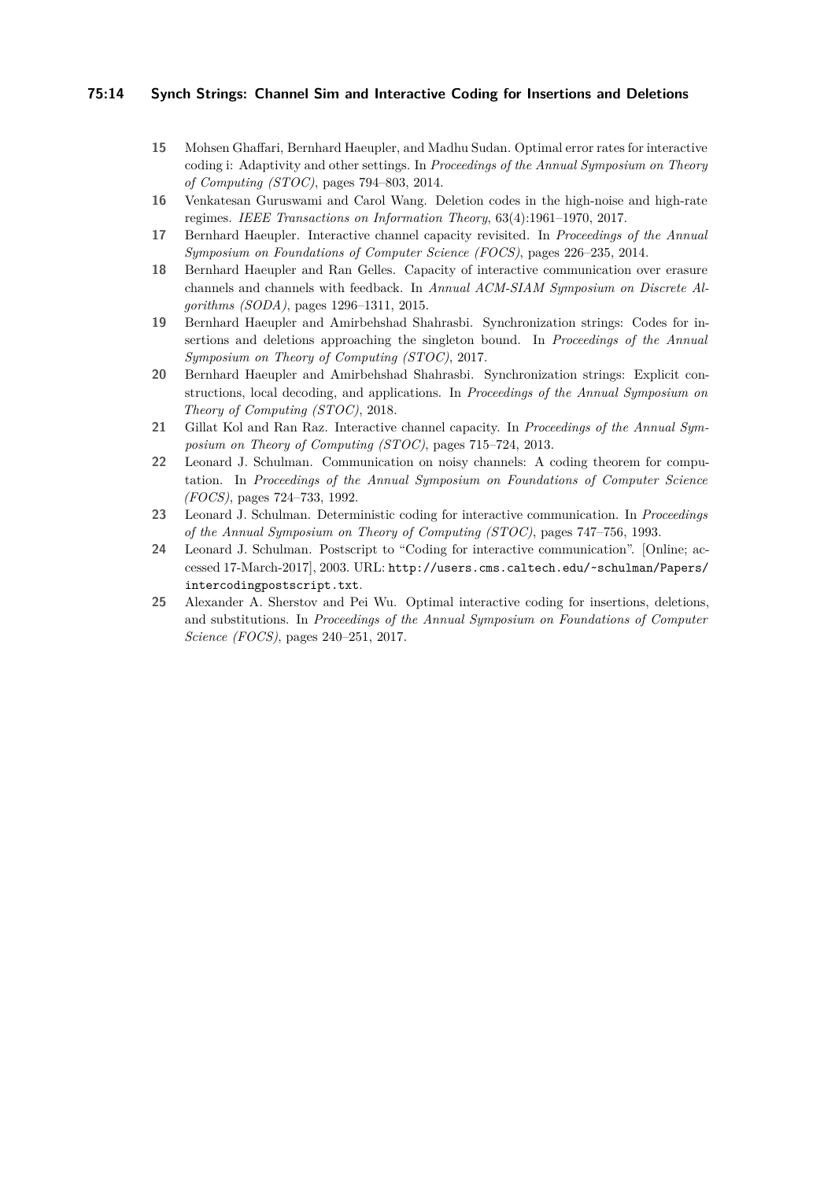15 Mohsen Ghaffari, Bernhard Haeupler, and Madhu Sudan. Optimal error rates for interactive coding i: Adaptivity and other settings. In *Proceedings of the Annual Symposium on Theory of Computing (STOC)*, pages 794–803, 2014.

16 Venkatesan Guruswami and Carol Wang. Deletion codes in the high-noise and high-rate regimes. *IEEE Transactions on Information Theory*, 63(4):1961–1970, 2017.

17 Bernhard Haeupler. Interactive channel capacity revisited. In *Proceedings of the Annual Symposium on Foundations of Computer Science (FOCS)*, pages 226–235, 2014.

18 Bernhard Haeupler and Ran Gelles. Capacity of interactive communication over erasure channels and channels with feedback. In *Annual ACM-SIAM Symposium on Discrete Algorithms (SODA)*, pages 1296–1311, 2015.

19 Bernhard Haeupler and Amirbehshad Shahrasbi. Synchronization strings: Codes for insertions and deletions approaching the singleton bound. In *Proceedings of the Annual Symposium on Theory of Computing (STOC)*, 2017.

20 Bernhard Haeupler and Amirbehshad Shahrasbi. Synchronization strings: Explicit constructions, local decoding, and applications. In *Proceedings of the Annual Symposium on Theory of Computing (STOC)*, 2018.

21 Gillat Kol and Ran Raz. Interactive channel capacity. In *Proceedings of the Annual Symposium on Theory of Computing (STOC)*, pages 715–724, 2013.

22 Leonard J. Schulman. Communication on noisy channels: A coding theorem for computation. In *Proceedings of the Annual Symposium on Foundations of Computer Science (FOCS)*, pages 724–733, 1992.

23 Leonard J. Schulman. Deterministic coding for interactive communication. In *Proceedings of the Annual Symposium on Theory of Computing (STOC)*, pages 747–756, 1993.

24 Leonard J. Schulman. Postscript to "Coding for interactive communication". [Online; accessed 17-March-2017], 2003. URL: http://users.cms.caltech.edu/~schulman/Papers/intercodingpostscript.txt.

25 Alexander A. Sherstov and Pei Wu. Optimal interactive coding for insertions, deletions, and substitutions. In *Proceedings of the Annual Symposium on Foundations of Computer Science (FOCS)*, pages 240–251, 2017.